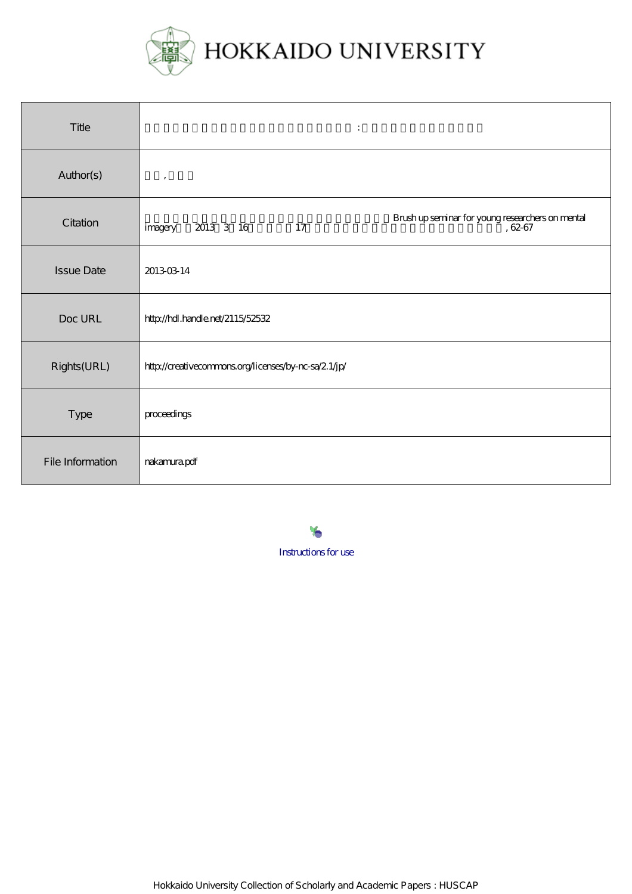# HOKKAIDO UNIVERSITY

| | |
|---|---|
| Title | 　　　　　　　　　　　　　　　　　　　　　　　　　　　　　　　　　　　　　　　　: |
| Author(s) | 　, |
| Citation | Brush up seminar for young researchers on mental imagery 2013 3 16 17 , 62-67 |
| Issue Date | 2013-03-14 |
| Doc URL | http://hdl.handle.net/2115/52532 |
| Rights(URL) | http://creativecommons.org/licenses/by-nc-sa/2.1/jp/ |
| Type | proceedings |
| File Information | nakamura.pdf |

Instructions for use

Hokkaido University Collection of Scholarly and Academic Papers : HUSCAP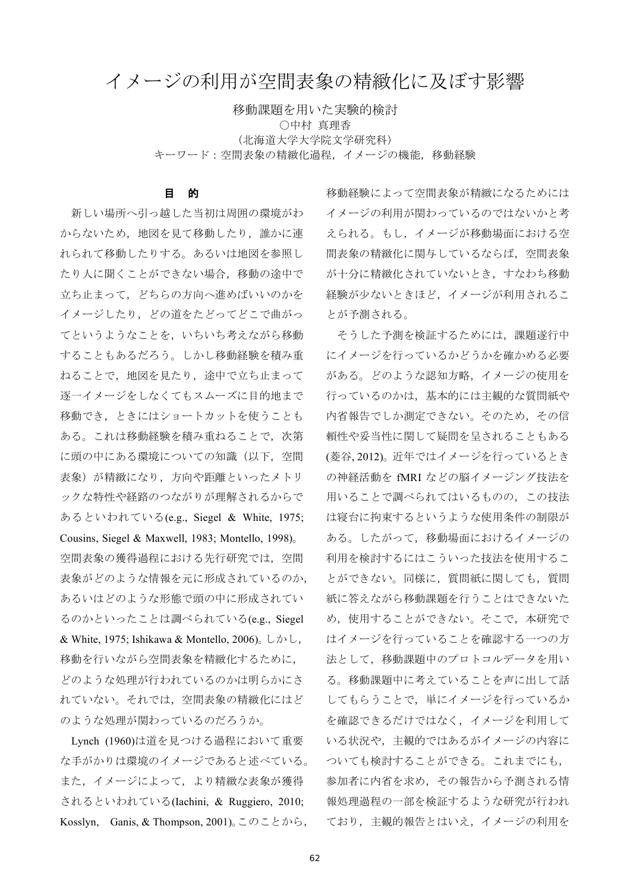# イメージの利用が空間表象の精緻化に及ぼす影響

移動課題を用いた実験的検討

○中村 真理香

（北海道大学大学院文学研究科）

キーワード：空間表象の精緻化過程，イメージの機能，移動経験

## 目　的

新しい場所へ引っ越した当初は周囲の環境がわからないため，地図を見て移動したり，誰かに連れられて移動したりする。あるいは地図を参照したり人に聞くことができない場合，移動の途中で立ち止まって，どちらの方向へ進めばいいのかをイメージしたり，どの道をたどってどこで曲がってというようなことを，いちいち考えながら移動することもあるだろう。しかし移動経験を積み重ねることで，地図を見たり，途中で立ち止まって逐一イメージをしなくてもスムーズに目的地まで移動でき，ときにはショートカットを使うこともある。これは移動経験を積み重ねることで，次第に頭の中にある環境についての知識（以下，空間表象）が精緻になり，方向や距離といったメトリックな特性や経路のつながりが理解されるからであるといわれている(e.g., Siegel & White, 1975; Cousins, Siegel & Maxwell, 1983; Montello, 1998)。空間表象の獲得過程における先行研究では，空間表象がどのような情報を元に形成されているのか，あるいはどのような形態で頭の中に形成されているのかといったことは調べられている(e.g., Siegel & White, 1975; Ishikawa & Montello, 2006)。しかし，移動を行いながら空間表象を精緻化するために，どのような処理が行われているのかは明らかにされていない。それでは，空間表象の精緻化にはどのような処理が関わっているのだろうか。

Lynch (1960)は道を見つける過程において重要な手がかりは環境のイメージであると述べている。また，イメージによって，より精緻な表象が獲得されるといわれている(Iachini, & Ruggiero, 2010; Kosslyn,　Ganis, & Thompson, 2001)。このことから，移動経験によって空間表象が精緻になるためにはイメージの利用が関わっているのではないかと考えられる。もし，イメージが移動場面における空間表象の精緻化に関与しているならば，空間表象が十分に精緻化されていないとき，すなわち移動経験が少ないときほど，イメージが利用されることが予測される。

そうした予測を検証するためには，課題遂行中にイメージを行っているかどうかを確かめる必要がある。どのような認知方略，イメージの使用を行っているのかは，基本的には主観的な質問紙や内省報告でしか測定できない。そのため，その信頼性や妥当性に関して疑問を呈されることもある(菱谷, 2012)。近年ではイメージを行っているときの神経活動を fMRI などの脳イメージング技法を用いることで調べられてはいるものの，この技法は寝台に拘束するというような使用条件の制限がある。したがって，移動場面におけるイメージの利用を検討するにはこういった技法を使用することができない。同様に，質問紙に関しても，質問紙に答えながら移動課題を行うことはできないため，使用することができない。そこで，本研究ではイメージを行っていることを確認する一つの方法として，移動課題中のプロトコルデータを用いる。移動課題中に考えていることを声に出して話してもらうことで，単にイメージを行っているかを確認できるだけではなく，イメージを利用している状況や，主観的ではあるがイメージの内容についても検討することができる。これまでにも，参加者に内省を求め，その報告から予測される情報処理過程の一部を検証するような研究が行われており，主観的報告とはいえ，イメージの利用を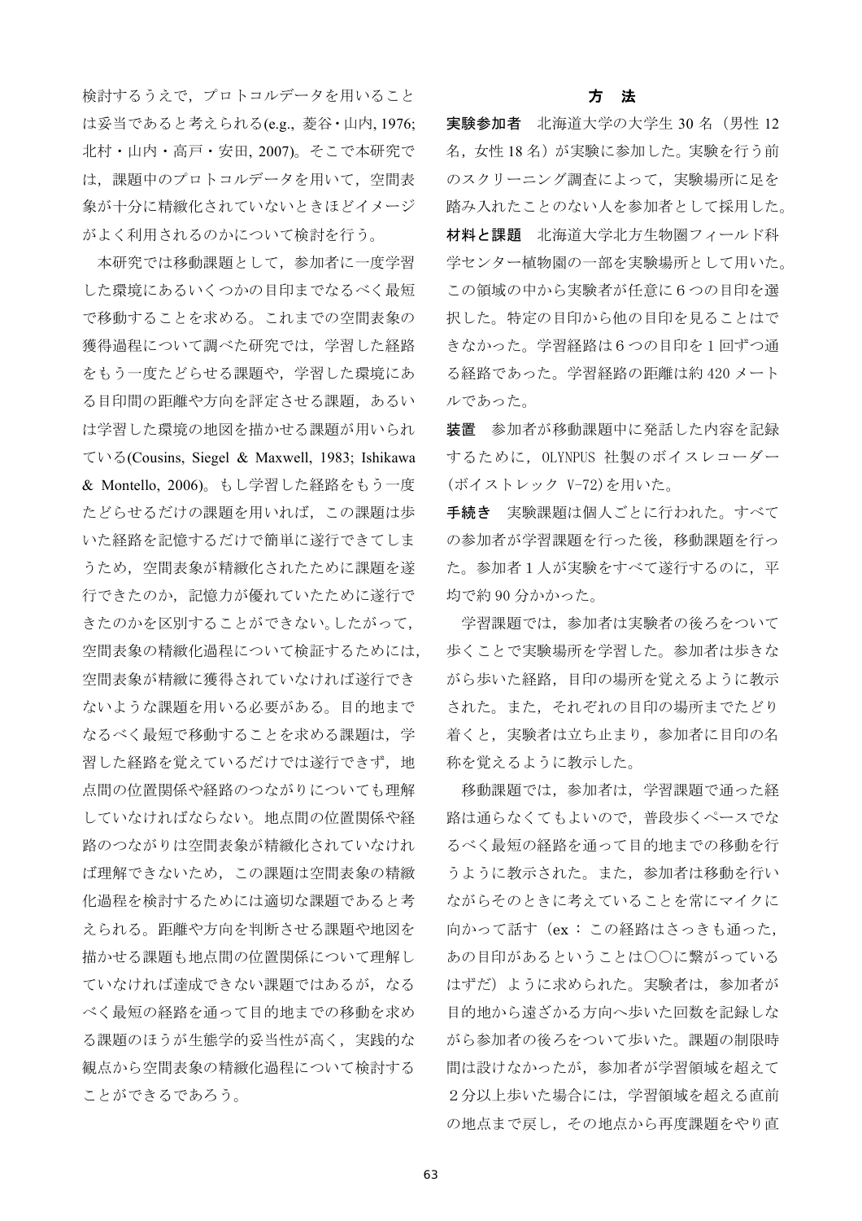検討するうえで，プロトコルデータを用いることは妥当であると考えられる(e.g., 菱谷・山内, 1976; 北村・山内・高戸・安田, 2007)。そこで本研究では，課題中のプロトコルデータを用いて，空間表象が十分に精緻化されていないときほどイメージがよく利用されるのかについて検討を行う。

本研究では移動課題として，参加者に一度学習した環境にあるいくつかの目印までなるべく最短で移動することを求める。これまでの空間表象の獲得過程について調べた研究では，学習した経路をもう一度たどらせる課題や，学習した環境にある目印間の距離や方向を評定させる課題，あるいは学習した環境の地図を描かせる課題が用いられている(Cousins, Siegel & Maxwell, 1983; Ishikawa & Montello, 2006)。もし学習した経路をもう一度たどらせるだけの課題を用いれば，この課題は歩いた経路を記憶するだけで簡単に遂行できてしまうため，空間表象が精緻化されたために課題を遂行できたのか，記憶力が優れていたために遂行できたのかを区別することができない。したがって，空間表象の精緻化過程について検証するためには，空間表象が精緻に獲得されていなければ遂行できないような課題を用いる必要がある。目的地までなるべく最短で移動することを求める課題は，学習した経路を覚えているだけでは遂行できず，地点間の位置関係や経路のつながりについても理解していなければならない。地点間の位置関係や経路のつながりは空間表象が精緻化されていなければ理解できないため，この課題は空間表象の精緻化過程を検討するためには適切な課題であると考えられる。距離や方向を判断させる課題や地図を描かせる課題も地点間の位置関係について理解していなければ達成できない課題ではあるが，なるべく最短の経路を通って目的地までの移動を求める課題のほうが生態学的妥当性が高く，実践的な観点から空間表象の精緻化過程について検討することができるであろう。

## 方　法

**実験参加者**　北海道大学の大学生 30 名（男性 12 名，女性 18 名）が実験に参加した。実験を行う前のスクリーニング調査によって，実験場所に足を踏み入れたことのない人を参加者として採用した。

**材料と課題**　北海道大学北方生物圏フィールド科学センター植物園の一部を実験場所として用いた。この領域の中から実験者が任意に 6 つの目印を選択した。特定の目印から他の目印を見ることはできなかった。学習経路は 6 つの目印を 1 回ずつ通る経路であった。学習経路の距離は約 420 メートルであった。

**装置**　参加者が移動課題中に発話した内容を記録するために，OLYNPUS 社製のボイスレコーダー（ボイストレック V-72）を用いた。

**手続き**　実験課題は個人ごとに行われた。すべての参加者が学習課題を行った後，移動課題を行った。参加者 1 人が実験をすべて遂行するのに，平均で約 90 分かかった。

学習課題では，参加者は実験者の後ろをついて歩くことで実験場所を学習した。参加者は歩きながら歩いた経路，目印の場所を覚えるように教示された。また，それぞれの目印の場所までたどり着くと，実験者は立ち止まり，参加者に目印の名称を覚えるように教示した。

移動課題では，参加者は，学習課題で通った経路は通らなくてもよいので，普段歩くペースでなるべく最短の経路を通って目的地までの移動を行うように教示された。また，参加者は移動を行いながらそのときに考えていることを常にマイクに向かって話す（ex：この経路はさっきも通った，あの目印があるということは〇〇に繋がっているはずだ）ように求められた。実験者は，参加者が目的地から遠ざかる方向へ歩いた回数を記録しながら参加者の後ろをついて歩いた。課題の制限時間は設けなかったが，参加者が学習領域を超えて 2 分以上歩いた場合には，学習領域を超える直前の地点まで戻し，その地点から再度課題をやり直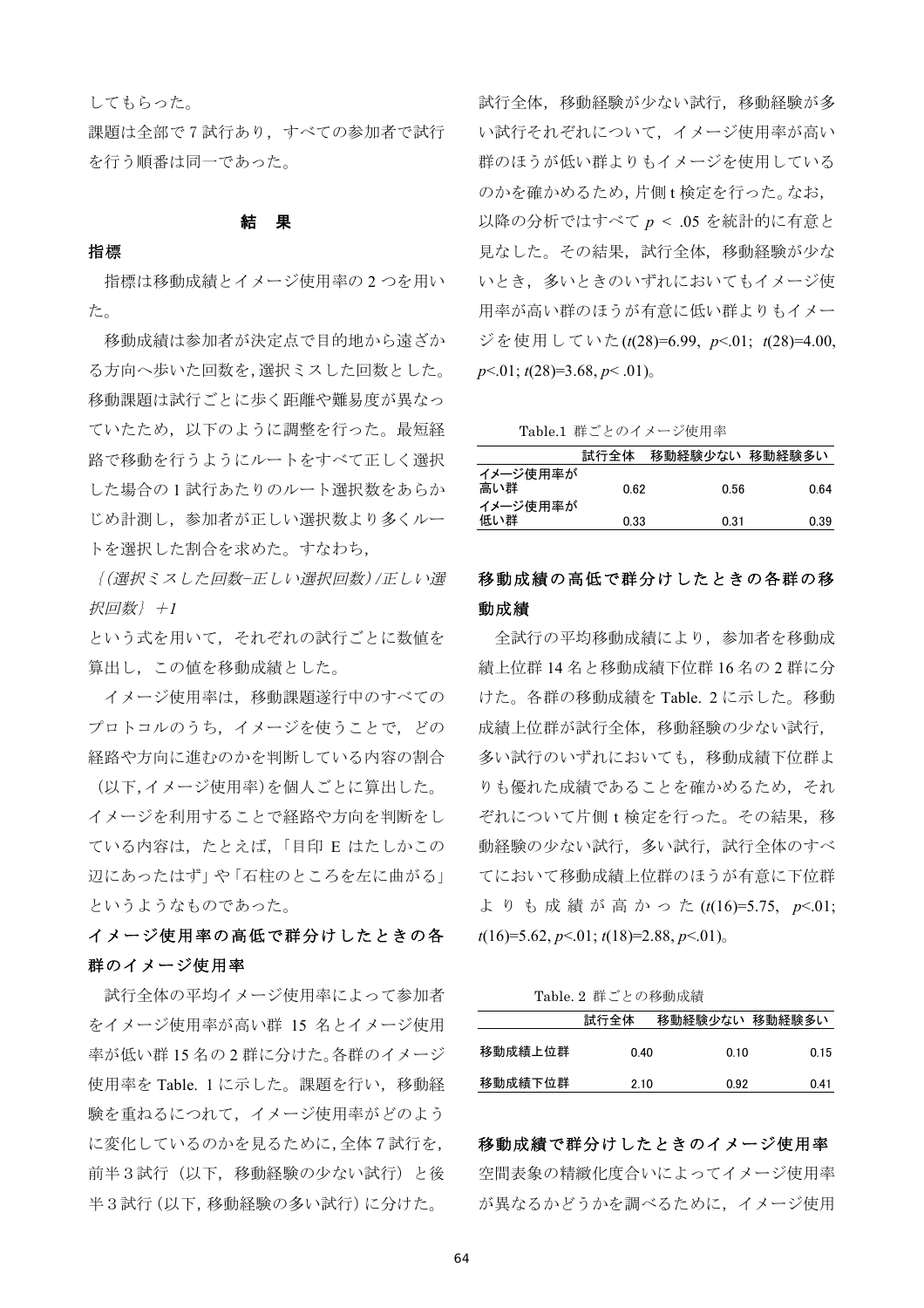してもらった。

課題は全部で 7 試行あり，すべての参加者で試行を行う順番は同一であった。

## 結　果

### 指標

指標は移動成績とイメージ使用率の 2 つを用いた。

移動成績は参加者が決定点で目的地から遠ざかる方向へ歩いた回数を，選択ミスした回数とした。移動課題は試行ごとに歩く距離や難易度が異なっていたため，以下のように調整を行った。最短経路で移動を行うようにルートをすべて正しく選択した場合の 1 試行あたりのルート選択数をあらかじめ計測し，参加者が正しい選択数より多くルートを選択した割合を求めた。すなわち，

*｛(選択ミスした回数−正しい選択回数)/正しい選択回数｝+1*

という式を用いて，それぞれの試行ごとに数値を算出し，この値を移動成績とした。

イメージ使用率は，移動課題遂行中のすべてのプロトコルのうち，イメージを使うことで，どの経路や方向に進むのかを判断している内容の割合（以下,イメージ使用率)を個人ごとに算出した。イメージを利用することで経路や方向を判断をしている内容は，たとえば，「目印 E はたしかこの辺にあったはず」や「石柱のところを左に曲がる」というようなものであった。

### イメージ使用率の高低で群分けしたときの各群のイメージ使用率

試行全体の平均イメージ使用率によって参加者をイメージ使用率が高い群 15 名とイメージ使用率が低い群 15 名の 2 群に分けた。各群のイメージ使用率を Table. 1 に示した。課題を行い，移動経験を重ねるにつれて，イメージ使用率がどのように変化しているのかを見るために,全体 7 試行を，前半 3 試行（以下，移動経験の少ない試行）と後半 3 試行(以下, 移動経験の多い試行）に分けた。試行全体，移動経験が少ない試行，移動経験が多い試行それぞれについて，イメージ使用率が高い群のほうが低い群よりもイメージを使用しているのかを確かめるため, 片側 t 検定を行った。なお，以降の分析ではすべて $p < .05$ を統計的に有意と見なした。その結果，試行全体，移動経験が少ないとき，多いときのいずれにおいてもイメージ使用率が高い群のほうが有意に低い群よりもイメージを使用していた($t(28)=6.99$, $p<.01$; $t(28)=4.00$, $p<.01$; $t(28)=3.68$, $p<.01$)。

Table.1 群ごとのイメージ使用率

| | 試行全体 | 移動経験少ない | 移動経験多い |
|---|---|---|---|
| イメージ使用率が高い群 | 0.62 | 0.56 | 0.64 |
| イメージ使用率が低い群 | 0.33 | 0.31 | 0.39 |

### 移動成績の高低で群分けしたときの各群の移動成績

全試行の平均移動成績により，参加者を移動成績上位群 14 名と移動成績下位群 16 名の 2 群に分けた。各群の移動成績を Table. 2 に示した。移動成績上位群が試行全体，移動経験の少ない試行，多い試行のいずれにおいても，移動成績下位群よりも優れた成績であることを確かめるため，それぞれについて片側 t 検定を行った。その結果，移動経験の少ない試行，多い試行，試行全体のすべてにおいて移動成績上位群のほうが有意に下位群よりも成績が高かった($t(16)=5.75$, $p<.01$; $t(16)=5.62$, $p<.01$; $t(18)=2.88$, $p<.01$)。

Table. 2 群ごとの移動成績

| | 試行全体 | 移動経験少ない | 移動経験多い |
|---|---|---|---|
| 移動成績上位群 | 0.40 | 0.10 | 0.15 |
| 移動成績下位群 | 2.10 | 0.92 | 0.41 |

### 移動成績で群分けしたときのイメージ使用率

空間表象の精緻化度合いによってイメージ使用率が異なるかどうかを調べるために，イメージ使用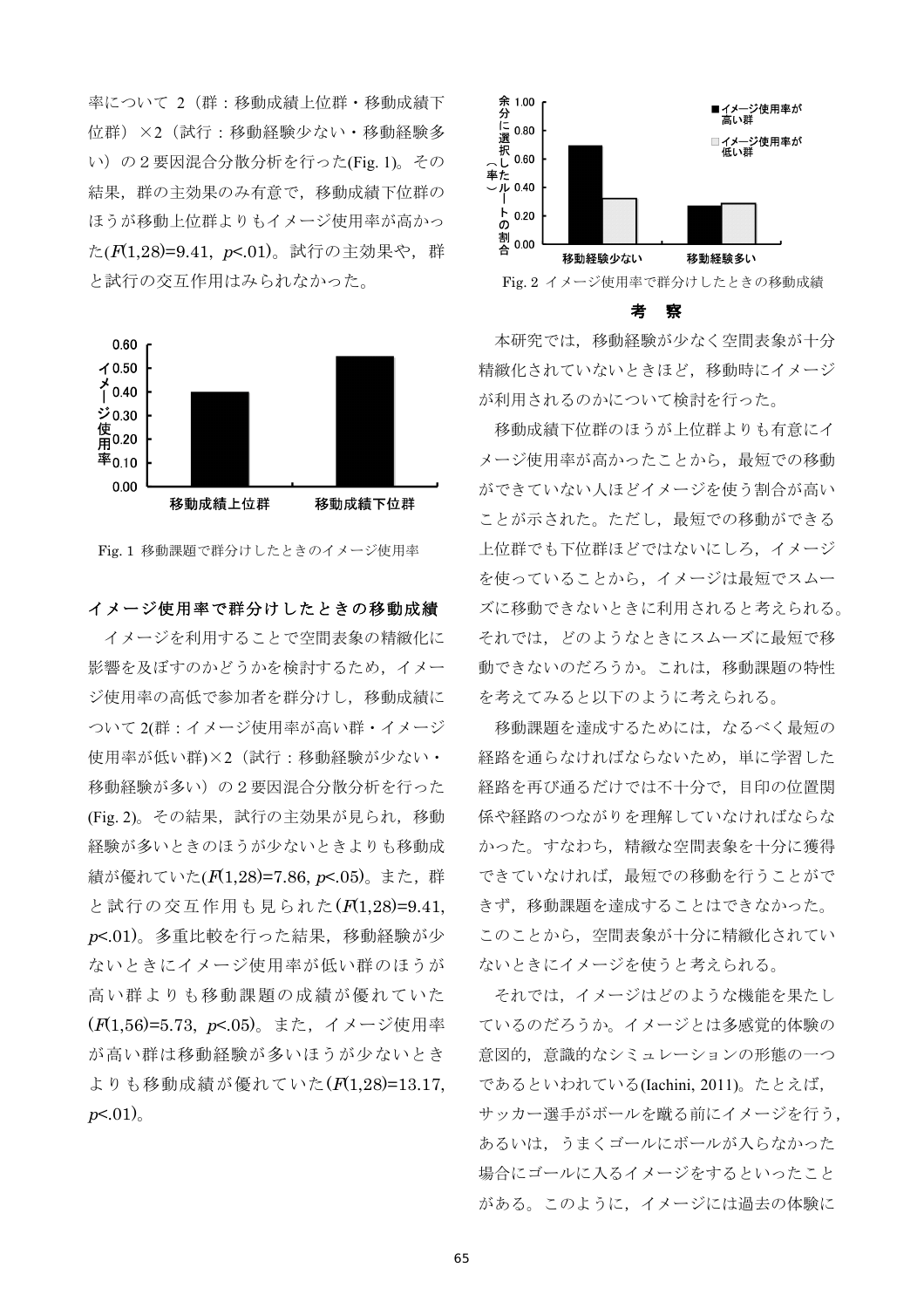率について 2（群：移動成績上位群・移動成績下位群）×2（試行：移動経験少ない・移動経験多い）の２要因混合分散分析を行った(Fig. 1)。その結果，群の主効果のみ有意で，移動成績下位群のほうが移動上位群よりもイメージ使用率が高かった($F$(1,28)=9.41, $p$<.01)。試行の主効果や，群と試行の交互作用はみられなかった。

Fig. 1 移動課題で群分けしたときのイメージ使用率

### イメージ使用率で群分けしたときの移動成績

イメージを利用することで空間表象の精緻化に影響を及ぼすのかどうかを検討するため，イメージ使用率の高低で参加者を群分けし，移動成績について 2(群：イメージ使用率が高い群・イメージ使用率が低い群)×2（試行：移動経験が少ない・移動経験が多い）の２要因混合分散分析を行った(Fig. 2)。その結果，試行の主効果が見られ，移動経験が多いときのほうが少ないときよりも移動成績が優れていた($F$(1,28)=7.86, $p$<.05)。また，群と試行の交互作用も見られた($F$(1,28)=9.41, $p$<.01)。多重比較を行った結果，移動経験が少ないときにイメージ使用率が低い群のほうが高い群よりも移動課題の成績が優れていた($F$(1,56)=5.73, $p$<.05)。また，イメージ使用率が高い群は移動経験が多いほうが少ないときよりも移動成績が優れていた($F$(1,28)=13.17, $p$<.01)。

Fig. 2 イメージ使用率で群分けしたときの移動成績

## 考　察

本研究では，移動経験が少なく空間表象が十分精緻化されていないときほど，移動時にイメージが利用されるのかについて検討を行った。

移動成績下位群のほうが上位群よりも有意にイメージ使用率が高かったことから，最短での移動ができていない人ほどイメージを使う割合が高いことが示された。ただし，最短での移動ができる上位群でも下位群ほどではないにしろ，イメージを使っていることから，イメージは最短でスムーズに移動できないときに利用されると考えられる。それでは，どのようなときにスムーズに最短で移動できないのだろうか。これは，移動課題の特性を考えてみると以下のように考えられる。

移動課題を達成するためには，なるべく最短の経路を通らなければならないため，単に学習した経路を再び通るだけでは不十分で，目印の位置関係や経路のつながりを理解していなければならなかった。すなわち，精緻な空間表象を十分に獲得できていなければ，最短での移動を行うことができず，移動課題を達成することはできなかった。このことから，空間表象が十分に精緻化されていないときにイメージを使うと考えられる。

それでは，イメージはどのような機能を果たしているのだろうか。イメージとは多感覚的体験の意図的，意識的なシミュレーションの形態の一つであるといわれている(Iachini, 2011)。たとえば，サッカー選手がボールを蹴る前にイメージを行う，あるいは，うまくゴールにボールが入らなかった場合にゴールに入るイメージをするといったことがある。このように，イメージには過去の体験に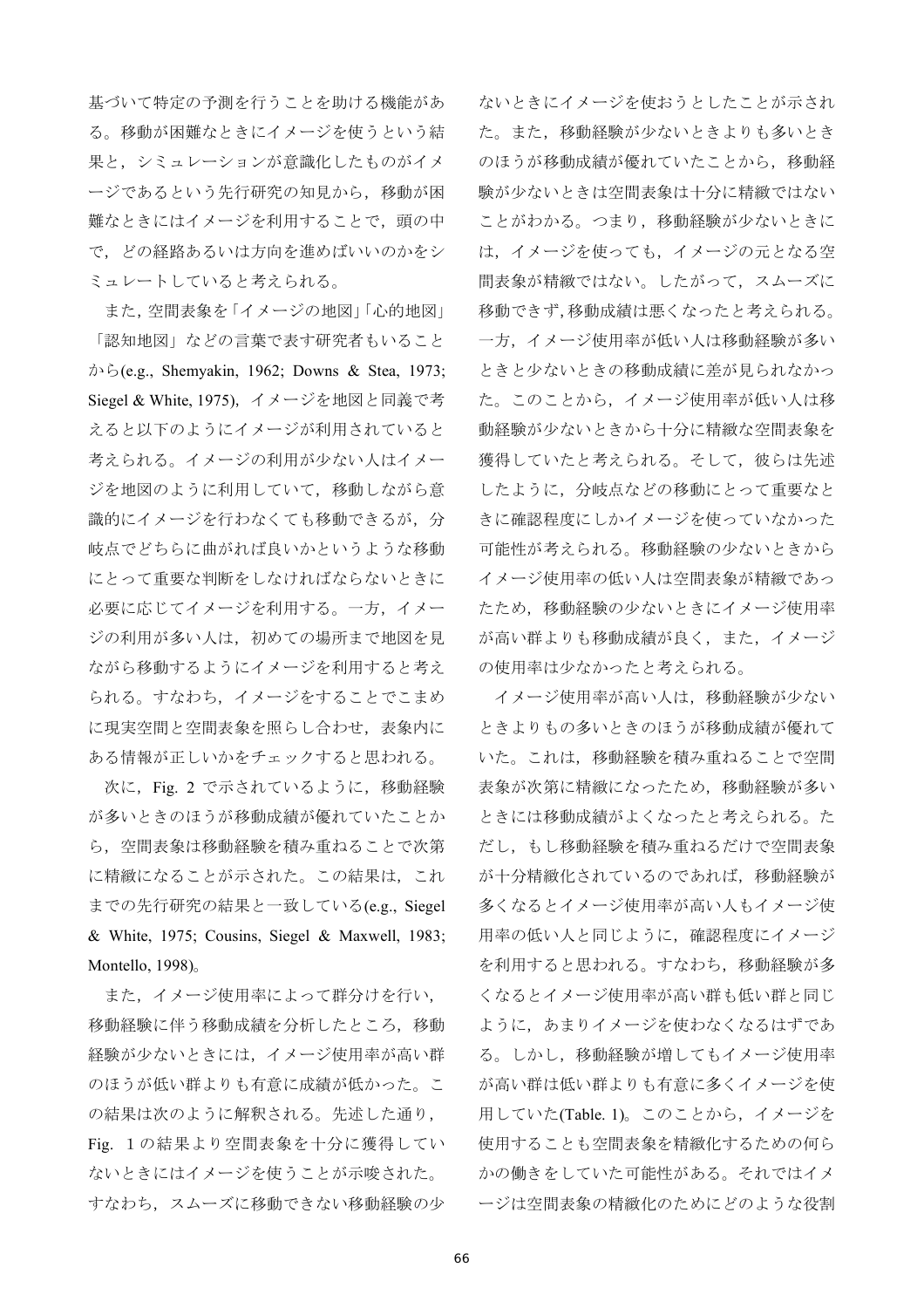基づいて特定の予測を行うことを助ける機能がある。移動が困難なときにイメージを使うという結果と，シミュレーションが意識化したものがイメージであるという先行研究の知見から，移動が困難なときにはイメージを利用することで，頭の中で，どの経路あるいは方向を進めばいいのかをシミュレートしていると考えられる。

また，空間表象を「イメージの地図」「心的地図」「認知地図」などの言葉で表す研究者もいることから(e.g., Shemyakin, 1962; Downs & Stea, 1973; Siegel & White, 1975)，イメージを地図と同義で考えると以下のようにイメージが利用されていると考えられる。イメージの利用が少ない人はイメージを地図のように利用していて，移動しながら意識的にイメージを行わなくても移動できるが，分岐点でどちらに曲がれば良いかというような移動にとって重要な判断をしなければならないときに必要に応じてイメージを利用する。一方，イメージの利用が多い人は，初めての場所まで地図を見ながら移動するようにイメージを利用すると考えられる。すなわち，イメージをすることでこまめに現実空間と空間表象を照らし合わせ，表象内にある情報が正しいかをチェックすると思われる。

次に，Fig. 2 で示されているように，移動経験が多いときのほうが移動成績が優れていたことから，空間表象は移動経験を積み重ねることで次第に精緻になることが示された。この結果は，これまでの先行研究の結果と一致している(e.g., Siegel & White, 1975; Cousins, Siegel & Maxwell, 1983; Montello, 1998)。

また，イメージ使用率によって群分けを行い，移動経験に伴う移動成績を分析したところ，移動経験が少ないときには，イメージ使用率が高い群のほうが低い群よりも有意に成績が低かった。この結果は次のように解釈される。先述した通り，Fig. 1 の結果より空間表象を十分に獲得していないときにはイメージを使うことが示唆された。すなわち，スムーズに移動できない移動経験の少ないときにイメージを使おうとしたことが示された。また，移動経験が少ないときよりも多いときのほうが移動成績が優れていたことから，移動経験が少ないときは空間表象は十分に精緻ではないことがわかる。つまり，移動経験が少ないときには，イメージを使っても，イメージの元となる空間表象が精緻ではない。したがって，スムーズに移動できず，移動成績は悪くなったと考えられる。一方，イメージ使用率が低い人は移動経験が多いときと少ないときの移動成績に差が見られなかった。このことから，イメージ使用率が低い人は移動経験が少ないときから十分に精緻な空間表象を獲得していたと考えられる。そして，彼らは先述したように，分岐点などの移動にとって重要なときに確認程度にしかイメージを使っていなかった可能性が考えられる。移動経験の少ないときからイメージ使用率の低い人は空間表象が精緻であったため，移動経験の少ないときにイメージ使用率が高い群よりも移動成績が良く，また，イメージの使用率は少なかったと考えられる。

イメージ使用率が高い人は，移動経験が少ないときよりもの多いときのほうが移動成績が優れていた。これは，移動経験を積み重ねることで空間表象が次第に精緻になったため，移動経験が多いときには移動成績がよくなったと考えられる。ただし，もし移動経験を積み重ねるだけで空間表象が十分精緻化されているのであれば，移動経験が多くなるとイメージ使用率が高い人もイメージ使用率の低い人と同じように，確認程度にイメージを利用すると思われる。すなわち，移動経験が多くなるとイメージ使用率が高い群も低い群と同じように，あまりイメージを使わなくなるはずである。しかし，移動経験が増してもイメージ使用率が高い群は低い群よりも有意に多くイメージを使用していた(Table. 1)。このことから，イメージを使用することも空間表象を精緻化するための何らかの働きをしていた可能性がある。それではイメージは空間表象の精緻化のためにどのような役割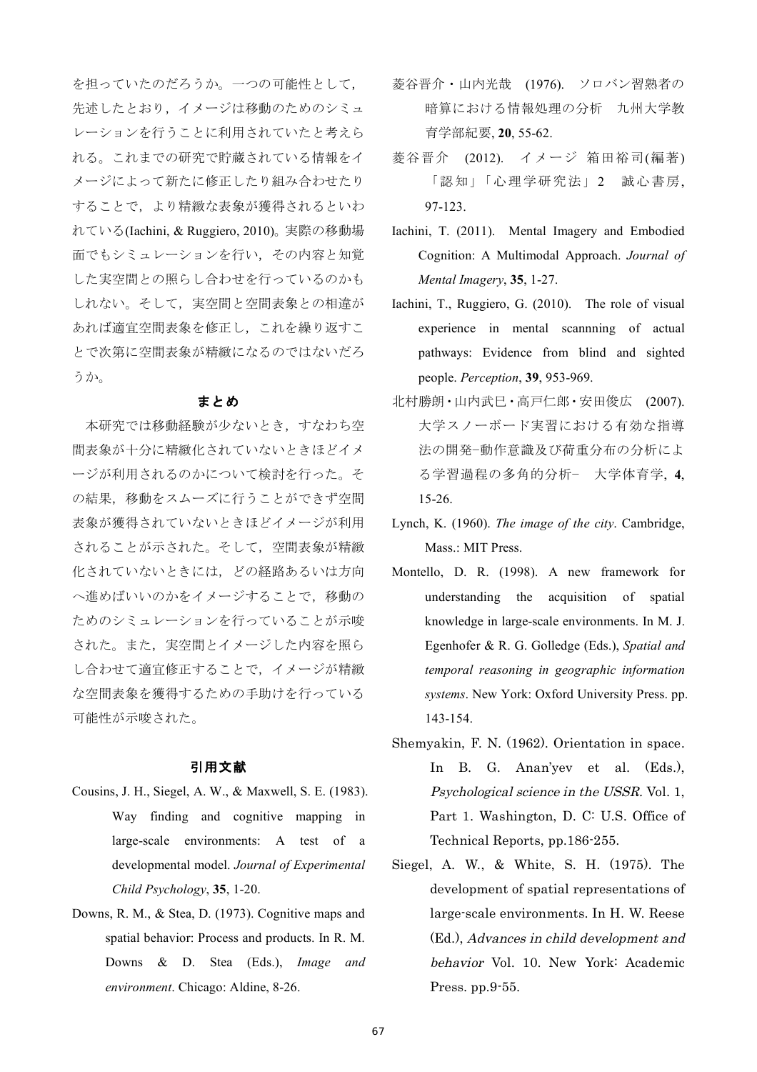を担っていたのだろうか。一つの可能性として，先述したとおり，イメージは移動のためのシミュレーションを行うことに利用されていたと考えられる。これまでの研究で貯蔵されている情報をイメージによって新たに修正したり組み合わせたりすることで，より精緻な表象が獲得されるといわれている(Iachini, & Ruggiero, 2010)。実際の移動場面でもシミュレーションを行い，その内容と知覚した実空間との照らし合わせを行っているのかもしれない。そして，実空間と空間表象との相違があれば適宜空間表象を修正し，これを繰り返すことで次第に空間表象が精緻になるのではないだろうか。

## まとめ

本研究では移動経験が少ないとき，すなわち空間表象が十分に精緻化されていないときほどイメージが利用されるのかについて検討を行った。その結果，移動をスムーズに行うことができず空間表象が獲得されていないときほどイメージが利用されることが示された。そして，空間表象が精緻化されていないときには，どの経路あるいは方向へ進めばいいのかをイメージすることで，移動のためのシミュレーションを行っていることが示唆された。また，実空間とイメージした内容を照らし合わせて適宜修正することで，イメージが精緻な空間表象を獲得するための手助けを行っている可能性が示唆された。

## 引用文献

Cousins, J. H., Siegel, A. W., & Maxwell, S. E. (1983). Way finding and cognitive mapping in large-scale environments: A test of a developmental model. *Journal of Experimental Child Psychology*, **35**, 1-20.

Downs, R. M., & Stea, D. (1973). Cognitive maps and spatial behavior: Process and products. In R. M. Downs & D. Stea (Eds.), *Image and environment*. Chicago: Aldine, 8-26.

菱谷晋介・山内光哉　(1976).　ソロバン習熟者の暗算における情報処理の分析　九州大学教育学部紀要, **20**, 55-62.

菱谷晋介　(2012).　イメージ　箱田裕司(編著)「認知」「心理学研究法」2　誠心書房, 97-123.

Iachini, T. (2011).　Mental Imagery and Embodied Cognition: A Multimodal Approach. *Journal of Mental Imagery*, **35**, 1-27.

Iachini, T., Ruggiero, G. (2010).　The role of visual experience in mental scannning of actual pathways: Evidence from blind and sighted people. *Perception*, **39**, 953-969.

北村勝朗・山内武巳・高戸仁郎・安田俊広　(2007).　大学スノーボード実習における有効な指導法の開発−動作意識及び荷重分布の分析による学習過程の多角的分析−　大学体育学, **4**, 15-26.

Lynch, K. (1960). *The image of the city*. Cambridge, Mass.: MIT Press.

Montello, D. R. (1998). A new framework for understanding the acquisition of spatial knowledge in large-scale environments. In M. J. Egenhofer & R. G. Golledge (Eds.), *Spatial and temporal reasoning in geographic information systems*. New York: Oxford University Press. pp. 143-154.

Shemyakin, F. N. (1962). Orientation in space. In B. G. Anan'yev et al. (Eds.), *Psychological science in the USSR.* Vol. 1, Part 1. Washington, D. C: U.S. Office of Technical Reports, pp.186-255.

Siegel, A. W., & White, S. H. (1975). The development of spatial representations of large-scale environments. In H. W. Reese (Ed.), *Advances in child development and behavior* Vol. 10. New York: Academic Press. pp.9-55.